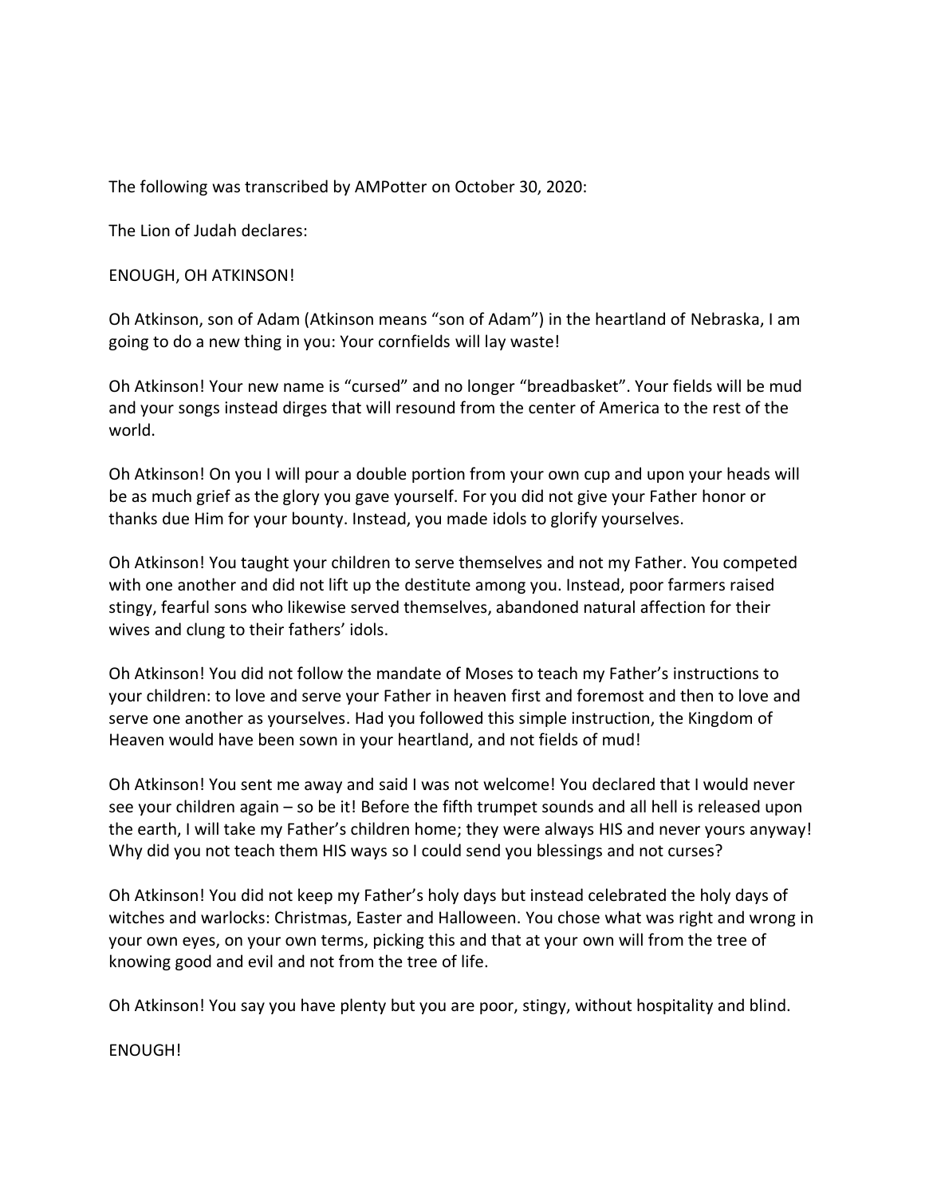The following was transcribed by AMPotter on October 30, 2020:

The Lion of Judah declares:

ENOUGH, OH ATKINSON!

Oh Atkinson, son of Adam (Atkinson means “son of Adam”) in the heartland of Nebraska, I am going to do a new thing in you: Your cornfields will lay waste!

Oh Atkinson! Your new name is “cursed” and no longer “breadbasket”. Your fields will be mud and your songs instead dirges that will resound from the center of America to the rest of the world.

Oh Atkinson! On you I will pour a double portion from your own cup and upon your heads will be as much grief as the glory you gave yourself. For you did not give your Father honor or thanks due Him for your bounty. Instead, you made idols to glorify yourselves.

Oh Atkinson! You taught your children to serve themselves and not my Father. You competed with one another and did not lift up the destitute among you. Instead, poor farmers raised stingy, fearful sons who likewise served themselves, abandoned natural affection for their wives and clung to their fathers’ idols.

Oh Atkinson! You did not follow the mandate of Moses to teach my Father’s instructions to your children: to love and serve your Father in heaven first and foremost and then to love and serve one another as yourselves. Had you followed this simple instruction, the Kingdom of Heaven would have been sown in your heartland, and not fields of mud!

Oh Atkinson! You sent me away and said I was not welcome! You declared that I would never see your children again – so be it! Before the fifth trumpet sounds and all hell is released upon the earth, I will take my Father’s children home; they were always HIS and never yours anyway! Why did you not teach them HIS ways so I could send you blessings and not curses?

Oh Atkinson! You did not keep my Father’s holy days but instead celebrated the holy days of witches and warlocks: Christmas, Easter and Halloween. You chose what was right and wrong in your own eyes, on your own terms, picking this and that at your own will from the tree of knowing good and evil and not from the tree of life.

Oh Atkinson! You say you have plenty but you are poor, stingy, without hospitality and blind.

ENOUGH!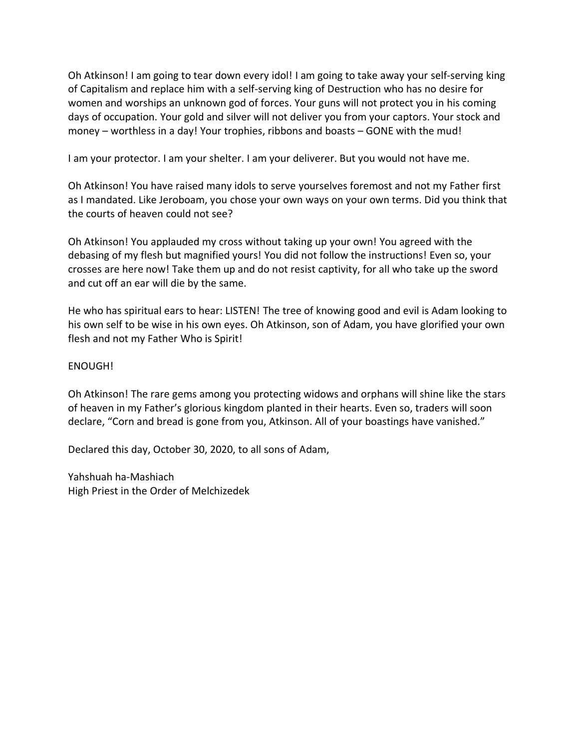Oh Atkinson! I am going to tear down every idol! I am going to take away your self-serving king of Capitalism and replace him with a self-serving king of Destruction who has no desire for women and worships an unknown god of forces. Your guns will not protect you in his coming days of occupation. Your gold and silver will not deliver you from your captors. Your stock and money – worthless in a day! Your trophies, ribbons and boasts – GONE with the mud!

I am your protector. I am your shelter. I am your deliverer. But you would not have me.

Oh Atkinson! You have raised many idols to serve yourselves foremost and not my Father first as I mandated. Like Jeroboam, you chose your own ways on your own terms. Did you think that the courts of heaven could not see?

Oh Atkinson! You applauded my cross without taking up your own! You agreed with the debasing of my flesh but magnified yours! You did not follow the instructions! Even so, your crosses are here now! Take them up and do not resist captivity, for all who take up the sword and cut off an ear will die by the same.

He who has spiritual ears to hear: LISTEN! The tree of knowing good and evil is Adam looking to his own self to be wise in his own eyes. Oh Atkinson, son of Adam, you have glorified your own flesh and not my Father Who is Spirit!

ENOUGH!

Oh Atkinson! The rare gems among you protecting widows and orphans will shine like the stars of heaven in my Father's glorious kingdom planted in their hearts. Even so, traders will soon declare, "Corn and bread is gone from you, Atkinson. All of your boastings have vanished."

Declared this day, October 30, 2020, to all sons of Adam,

Yahshuah ha-Mashiach
High Priest in the Order of Melchizedek